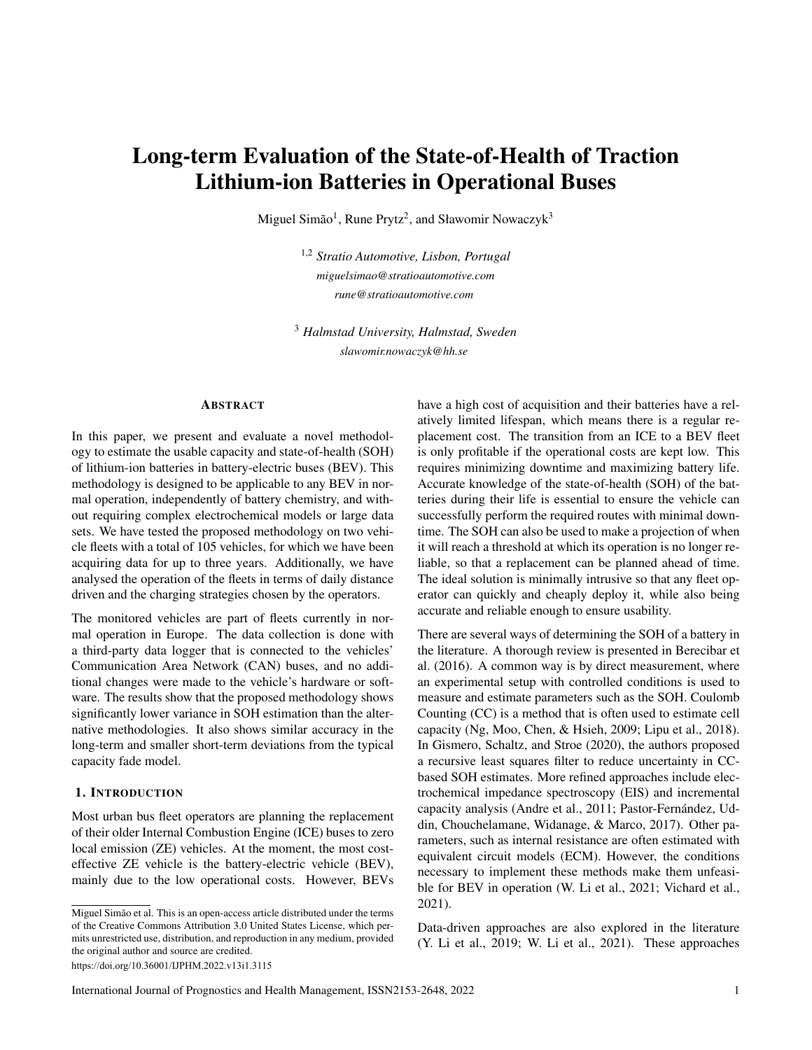# Long-term Evaluation of the State-of-Health of Traction Lithium-ion Batteries in Operational Buses

Miguel Simão[1], Rune Prytz[2], and Sławomir Nowaczyk[3]

[1,2] *Stratio Automotive, Lisbon, Portugal*
*miguelsimao@stratioautomotive.com*
*rune@stratioautomotive.com*

[3] *Halmstad University, Halmstad, Sweden*
*slawomir.nowaczyk@hh.se*

## Abstract

In this paper, we present and evaluate a novel methodology to estimate the usable capacity and state-of-health (SOH) of lithium-ion batteries in battery-electric buses (BEV). This methodology is designed to be applicable to any BEV in normal operation, independently of battery chemistry, and without requiring complex electrochemical models or large data sets. We have tested the proposed methodology on two vehicle fleets with a total of 105 vehicles, for which we have been acquiring data for up to three years. Additionally, we have analysed the operation of the fleets in terms of daily distance driven and the charging strategies chosen by the operators.

The monitored vehicles are part of fleets currently in normal operation in Europe. The data collection is done with a third-party data logger that is connected to the vehicles' Communication Area Network (CAN) buses, and no additional changes were made to the vehicle's hardware or software. The results show that the proposed methodology shows significantly lower variance in SOH estimation than the alternative methodologies. It also shows similar accuracy in the long-term and smaller short-term deviations from the typical capacity fade model.

## 1. Introduction

Most urban bus fleet operators are planning the replacement of their older Internal Combustion Engine (ICE) buses to zero local emission (ZE) vehicles. At the moment, the most cost-effective ZE vehicle is the battery-electric vehicle (BEV), mainly due to the low operational costs. However, BEVs have a high cost of acquisition and their batteries have a relatively limited lifespan, which means there is a regular replacement cost. The transition from an ICE to a BEV fleet is only profitable if the operational costs are kept low. This requires minimizing downtime and maximizing battery life. Accurate knowledge of the state-of-health (SOH) of the batteries during their life is essential to ensure the vehicle can successfully perform the required routes with minimal downtime. The SOH can also be used to make a projection of when it will reach a threshold at which its operation is no longer reliable, so that a replacement can be planned ahead of time. The ideal solution is minimally intrusive so that any fleet operator can quickly and cheaply deploy it, while also being accurate and reliable enough to ensure usability.

There are several ways of determining the SOH of a battery in the literature. A thorough review is presented in Berecibar et al. (2016). A common way is by direct measurement, where an experimental setup with controlled conditions is used to measure and estimate parameters such as the SOH. Coulomb Counting (CC) is a method that is often used to estimate cell capacity (Ng, Moo, Chen, & Hsieh, 2009; Lipu et al., 2018). In Gismero, Schaltz, and Stroe (2020), the authors proposed a recursive least squares filter to reduce uncertainty in CC-based SOH estimates. More refined approaches include electrochemical impedance spectroscopy (EIS) and incremental capacity analysis (Andre et al., 2011; Pastor-Fernández, Uddin, Chouchelamane, Widanage, & Marco, 2017). Other parameters, such as internal resistance are often estimated with equivalent circuit models (ECM). However, the conditions necessary to implement these methods make them unfeasible for BEV in operation (W. Li et al., 2021; Vichard et al., 2021).

Data-driven approaches are also explored in the literature (Y. Li et al., 2019; W. Li et al., 2021). These approaches

---

Miguel Simão et al. This is an open-access article distributed under the terms of the Creative Commons Attribution 3.0 United States License, which permits unrestricted use, distribution, and reproduction in any medium, provided the original author and source are credited.

https://doi.org/10.36001/IJPHM.2022.v13i1.3115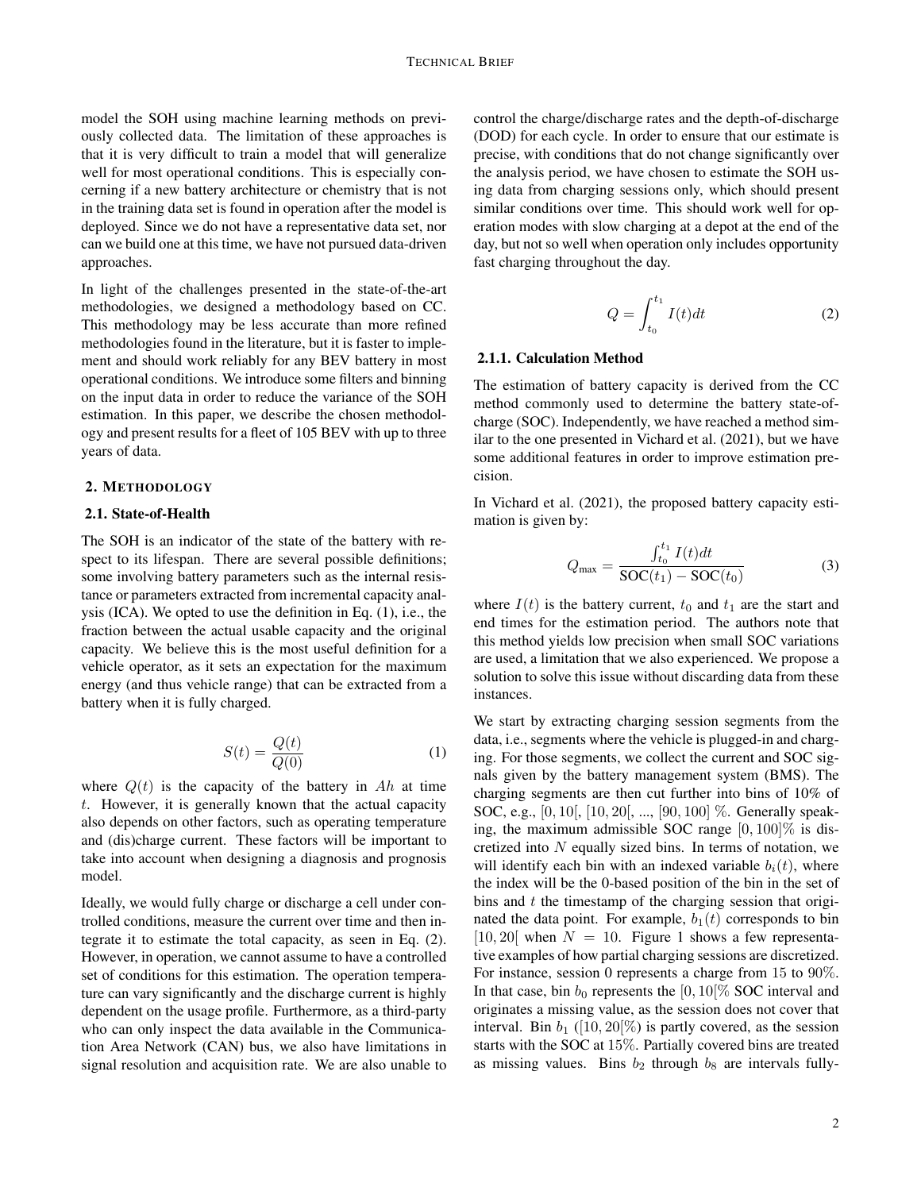model the SOH using machine learning methods on previously collected data. The limitation of these approaches is that it is very difficult to train a model that will generalize well for most operational conditions. This is especially concerning if a new battery architecture or chemistry that is not in the training data set is found in operation after the model is deployed. Since we do not have a representative data set, nor can we build one at this time, we have not pursued data-driven approaches.

In light of the challenges presented in the state-of-the-art methodologies, we designed a methodology based on CC. This methodology may be less accurate than more refined methodologies found in the literature, but it is faster to implement and should work reliably for any BEV battery in most operational conditions. We introduce some filters and binning on the input data in order to reduce the variance of the SOH estimation. In this paper, we describe the chosen methodology and present results for a fleet of 105 BEV with up to three years of data.

## 2. Methodology

### 2.1. State-of-Health

The SOH is an indicator of the state of the battery with respect to its lifespan. There are several possible definitions; some involving battery parameters such as the internal resistance or parameters extracted from incremental capacity analysis (ICA). We opted to use the definition in Eq. (1), i.e., the fraction between the actual usable capacity and the original capacity. We believe this is the most useful definition for a vehicle operator, as it sets an expectation for the maximum energy (and thus vehicle range) that can be extracted from a battery when it is fully charged.

$$S(t) = \frac{Q(t)}{Q(0)} \tag{1}$$

where $Q(t)$ is the capacity of the battery in $Ah$ at time $t$. However, it is generally known that the actual capacity also depends on other factors, such as operating temperature and (dis)charge current. These factors will be important to take into account when designing a diagnosis and prognosis model.

Ideally, we would fully charge or discharge a cell under controlled conditions, measure the current over time and then integrate it to estimate the total capacity, as seen in Eq. (2). However, in operation, we cannot assume to have a controlled set of conditions for this estimation. The operation temperature can vary significantly and the discharge current is highly dependent on the usage profile. Furthermore, as a third-party who can only inspect the data available in the Communication Area Network (CAN) bus, we also have limitations in signal resolution and acquisition rate. We are also unable to control the charge/discharge rates and the depth-of-discharge (DOD) for each cycle. In order to ensure that our estimate is precise, with conditions that do not change significantly over the analysis period, we have chosen to estimate the SOH using data from charging sessions only, which should present similar conditions over time. This should work well for operation modes with slow charging at a depot at the end of the day, but not so well when operation only includes opportunity fast charging throughout the day.

$$Q = \int_{t_0}^{t_1} I(t)dt \tag{2}$$

#### 2.1.1. Calculation Method

The estimation of battery capacity is derived from the CC method commonly used to determine the battery state-of-charge (SOC). Independently, we have reached a method similar to the one presented in Vichard et al. (2021), but we have some additional features in order to improve estimation precision.

In Vichard et al. (2021), the proposed battery capacity estimation is given by:

$$Q_{\text{max}} = \frac{\int_{t_0}^{t_1} I(t)dt}{\text{SOC}(t_1) - \text{SOC}(t_0)} \tag{3}$$

where $I(t)$ is the battery current, $t_0$ and $t_1$ are the start and end times for the estimation period. The authors note that this method yields low precision when small SOC variations are used, a limitation that we also experienced. We propose a solution to solve this issue without discarding data from these instances.

We start by extracting charging session segments from the data, i.e., segments where the vehicle is plugged-in and charging. For those segments, we collect the current and SOC signals given by the battery management system (BMS). The charging segments are then cut further into bins of 10% of SOC, e.g., $[0, 10[$, $[10, 20[$, ..., $[90, 100]$ %. Generally speaking, the maximum admissible SOC range $[0, 100]\%$ is discretized into $N$ equally sized bins. In terms of notation, we will identify each bin with an indexed variable $b_i(t)$, where the index will be the 0-based position of the bin in the set of bins and $t$ the timestamp of the charging session that originated the data point. For example, $b_1(t)$ corresponds to bin $[10, 20[$ when $N = 10$. Figure 1 shows a few representative examples of how partial charging sessions are discretized. For instance, session 0 represents a charge from 15 to 90%. In that case, bin $b_0$ represents the $[0, 10[\%$ SOC interval and originates a missing value, as the session does not cover that interval. Bin $b_1$ ($[10, 20[\%$) is partly covered, as the session starts with the SOC at 15%. Partially covered bins are treated as missing values. Bins $b_2$ through $b_8$ are intervals fully-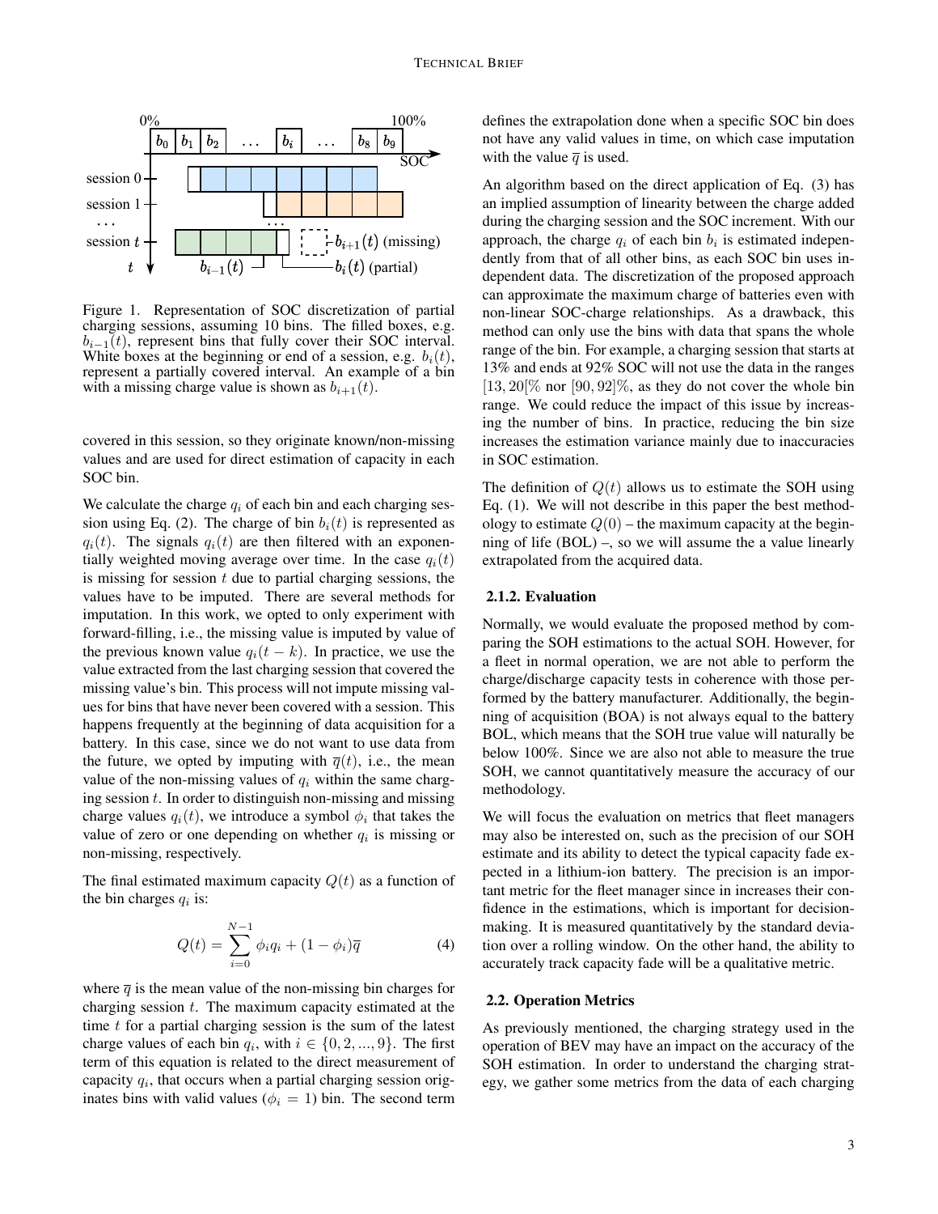Figure 1. Representation of SOC discretization of partial charging sessions, assuming 10 bins. The filled boxes, e.g. $b_{i-1}(t)$, represent bins that fully cover their SOC interval. White boxes at the beginning or end of a session, e.g. $b_i(t)$, represent a partially covered interval. An example of a bin with a missing charge value is shown as $b_{i+1}(t)$.

covered in this session, so they originate known/non-missing values and are used for direct estimation of capacity in each SOC bin.

We calculate the charge $q_i$ of each bin and each charging session using Eq. (2). The charge of bin $b_i(t)$ is represented as $q_i(t)$. The signals $q_i(t)$ are then filtered with an exponentially weighted moving average over time. In the case $q_i(t)$ is missing for session $t$ due to partial charging sessions, the values have to be imputed. There are several methods for imputation. In this work, we opted to only experiment with forward-filling, i.e., the missing value is imputed by value of the previous known value $q_i(t-k)$. In practice, we use the value extracted from the last charging session that covered the missing value's bin. This process will not impute missing values for bins that have never been covered with a session. This happens frequently at the beginning of data acquisition for a battery. In this case, since we do not want to use data from the future, we opted by imputing with $\overline{q}(t)$, i.e., the mean value of the non-missing values of $q_i$ within the same charging session $t$. In order to distinguish non-missing and missing charge values $q_i(t)$, we introduce a symbol $\phi_i$ that takes the value of zero or one depending on whether $q_i$ is missing or non-missing, respectively.

The final estimated maximum capacity $Q(t)$ as a function of the bin charges $q_i$ is:

$$Q(t) = \sum_{i=0}^{N-1} \phi_i q_i + (1 - \phi_i)\overline{q} \tag{4}$$

where $\overline{q}$ is the mean value of the non-missing bin charges for charging session $t$. The maximum capacity estimated at the time $t$ for a partial charging session is the sum of the latest charge values of each bin $q_i$, with $i \in \{0, 2, ..., 9\}$. The first term of this equation is related to the direct measurement of capacity $q_i$, that occurs when a partial charging session originates bins with valid values ($\phi_i = 1$) bin. The second term defines the extrapolation done when a specific SOC bin does not have any valid values in time, on which case imputation with the value $\overline{q}$ is used.

An algorithm based on the direct application of Eq. (3) has an implied assumption of linearity between the charge added during the charging session and the SOC increment. With our approach, the charge $q_i$ of each bin $b_i$ is estimated independently from that of all other bins, as each SOC bin uses independent data. The discretization of the proposed approach can approximate the maximum charge of batteries even with non-linear SOC-charge relationships. As a drawback, this method can only use the bins with data that spans the whole range of the bin. For example, a charging session that starts at 13% and ends at 92% SOC will not use the data in the ranges $[13, 20[\%$ nor $[90, 92]\%$, as they do not cover the whole bin range. We could reduce the impact of this issue by increasing the number of bins. In practice, reducing the bin size increases the estimation variance mainly due to inaccuracies in SOC estimation.

The definition of $Q(t)$ allows us to estimate the SOH using Eq. (1). We will not describe in this paper the best methodology to estimate $Q(0)$ – the maximum capacity at the beginning of life (BOL) –, so we will assume the a value linearly extrapolated from the acquired data.

#### 2.1.2. Evaluation

Normally, we would evaluate the proposed method by comparing the SOH estimations to the actual SOH. However, for a fleet in normal operation, we are not able to perform the charge/discharge capacity tests in coherence with those performed by the battery manufacturer. Additionally, the beginning of acquisition (BOA) is not always equal to the battery BOL, which means that the SOH true value will naturally be below 100%. Since we are also not able to measure the true SOH, we cannot quantitatively measure the accuracy of our methodology.

We will focus the evaluation on metrics that fleet managers may also be interested on, such as the precision of our SOH estimate and its ability to detect the typical capacity fade expected in a lithium-ion battery. The precision is an important metric for the fleet manager since in increases their confidence in the estimations, which is important for decision-making. It is measured quantitatively by the standard deviation over a rolling window. On the other hand, the ability to accurately track capacity fade will be a qualitative metric.

### 2.2. Operation Metrics

As previously mentioned, the charging strategy used in the operation of BEV may have an impact on the accuracy of the SOH estimation. In order to understand the charging strategy, we gather some metrics from the data of each charging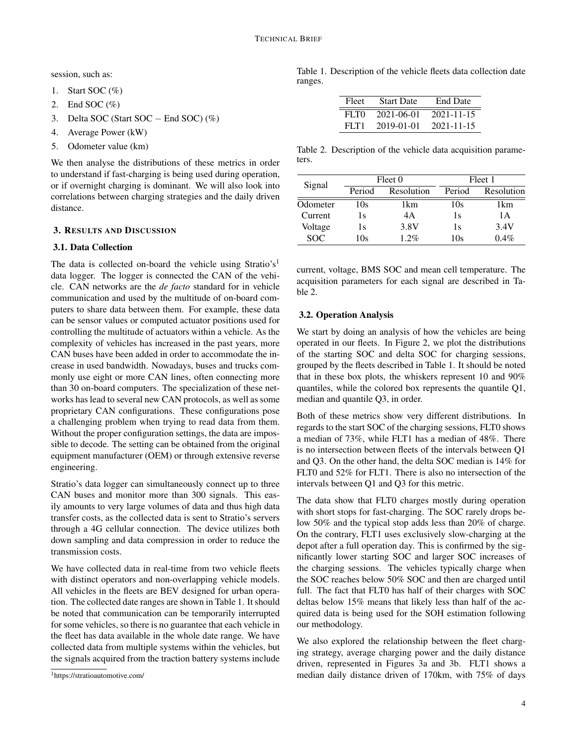session, such as:

1. Start SOC (%)
2. End SOC (%)
3. Delta SOC (Start SOC − End SOC) (%)
4. Average Power (kW)
5. Odometer value (km)

We then analyse the distributions of these metrics in order to understand if fast-charging is being used during operation, or if overnight charging is dominant. We will also look into correlations between charging strategies and the daily driven distance.

## 3. Results and Discussion

### 3.1. Data Collection

The data is collected on-board the vehicle using Stratio's[1] data logger. The logger is connected the CAN of the vehicle. CAN networks are the *de facto* standard for in vehicle communication and used by the multitude of on-board computers to share data between them. For example, these data can be sensor values or computed actuator positions used for controlling the multitude of actuators within a vehicle. As the complexity of vehicles has increased in the past years, more CAN buses have been added in order to accommodate the increase in used bandwidth. Nowadays, buses and trucks commonly use eight or more CAN lines, often connecting more than 30 on-board computers. The specialization of these networks has lead to several new CAN protocols, as well as some proprietary CAN configurations. These configurations pose a challenging problem when trying to read data from them. Without the proper configuration settings, the data are impossible to decode. The setting can be obtained from the original equipment manufacturer (OEM) or through extensive reverse engineering.

Stratio's data logger can simultaneously connect up to three CAN buses and monitor more than 300 signals. This easily amounts to very large volumes of data and thus high data transfer costs, as the collected data is sent to Stratio's servers through a 4G cellular connection. The device utilizes both down sampling and data compression in order to reduce the transmission costs.

We have collected data in real-time from two vehicle fleets with distinct operators and non-overlapping vehicle models. All vehicles in the fleets are BEV designed for urban operation. The collected date ranges are shown in Table 1. It should be noted that communication can be temporarily interrupted for some vehicles, so there is no guarantee that each vehicle in the fleet has data available in the whole date range. We have collected data from multiple systems within the vehicles, but the signals acquired from the traction battery systems include current, voltage, BMS SOC and mean cell temperature. The acquisition parameters for each signal are described in Table 2.

[1] https://stratioautomotive.com/

Table 1. Description of the vehicle fleets data collection date ranges.

| Fleet | Start Date | End Date |
|---|---|---|
| FLT0 | 2021-06-01 | 2021-11-15 |
| FLT1 | 2019-01-01 | 2021-11-15 |

Table 2. Description of the vehicle data acquisition parameters.

| Signal | Fleet 0 | | Fleet 1 | |
|---|---|---|---|---|
| | Period | Resolution | Period | Resolution |
| Odometer | 10s | 1km | 10s | 1km |
| Current | 1s | 4A | 1s | 1A |
| Voltage | 1s | 3.8V | 1s | 3.4V |
| SOC | 10s | 1.2% | 10s | 0.4% |

### 3.2. Operation Analysis

We start by doing an analysis of how the vehicles are being operated in our fleets. In Figure 2, we plot the distributions of the starting SOC and delta SOC for charging sessions, grouped by the fleets described in Table 1. It should be noted that in these box plots, the whiskers represent 10 and 90% quantiles, while the colored box represents the quantile Q1, median and quantile Q3, in order.

Both of these metrics show very different distributions. In regards to the start SOC of the charging sessions, FLT0 shows a median of 73%, while FLT1 has a median of 48%. There is no intersection between fleets of the intervals between Q1 and Q3. On the other hand, the delta SOC median is 14% for FLT0 and 52% for FLT1. There is also no intersection of the intervals between Q1 and Q3 for this metric.

The data show that FLT0 charges mostly during operation with short stops for fast-charging. The SOC rarely drops below 50% and the typical stop adds less than 20% of charge. On the contrary, FLT1 uses exclusively slow-charging at the depot after a full operation day. This is confirmed by the significantly lower starting SOC and larger SOC increases of the charging sessions. The vehicles typically charge when the SOC reaches below 50% SOC and then are charged until full. The fact that FLT0 has half of their charges with SOC deltas below 15% means that likely less than half of the acquired data is being used for the SOH estimation following our methodology.

We also explored the relationship between the fleet charging strategy, average charging power and the daily distance driven, represented in Figures 3a and 3b. FLT1 shows a median daily distance driven of 170km, with 75% of days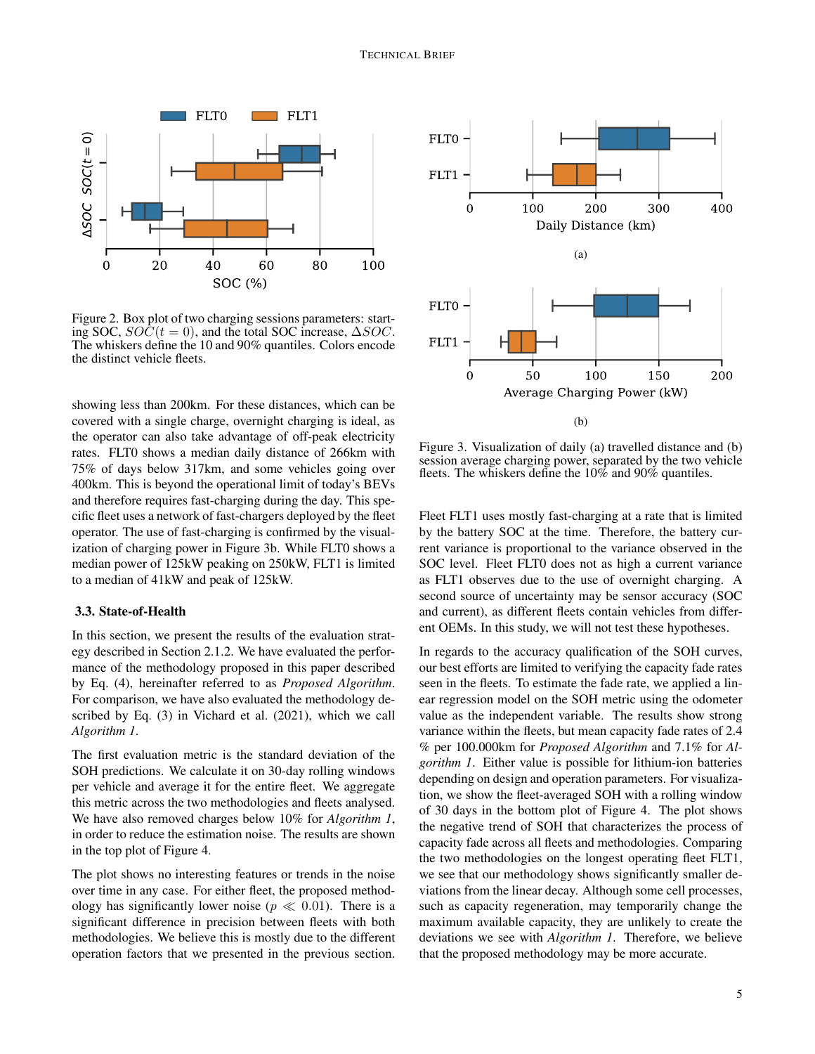Figure 2. Box plot of two charging sessions parameters: starting SOC, $SOC(t = 0)$, and the total SOC increase, $\Delta SOC$. The whiskers define the 10 and 90% quantiles. Colors encode the distinct vehicle fleets.

Figure 3. Visualization of daily (a) travelled distance and (b) session average charging power, separated by the two vehicle fleets. The whiskers define the 10% and 90% quantiles.

showing less than 200km. For these distances, which can be covered with a single charge, overnight charging is ideal, as the operator can also take advantage of off-peak electricity rates. FLT0 shows a median daily distance of 266km with 75% of days below 317km, and some vehicles going over 400km. This is beyond the operational limit of today's BEVs and therefore requires fast-charging during the day. This specific fleet uses a network of fast-chargers deployed by the fleet operator. The use of fast-charging is confirmed by the visualization of charging power in Figure 3b. While FLT0 shows a median power of 125kW peaking on 250kW, FLT1 is limited to a median of 41kW and peak of 125kW.

### 3.3. State-of-Health

In this section, we present the results of the evaluation strategy described in Section 2.1.2. We have evaluated the performance of the methodology proposed in this paper described by Eq. (4), hereinafter referred to as *Proposed Algorithm*. For comparison, we have also evaluated the methodology described by Eq. (3) in Vichard et al. (2021), which we call *Algorithm 1*.

The first evaluation metric is the standard deviation of the SOH predictions. We calculate it on 30-day rolling windows per vehicle and average it for the entire fleet. We aggregate this metric across the two methodologies and fleets analysed. We have also removed charges below 10% for *Algorithm 1*, in order to reduce the estimation noise. The results are shown in the top plot of Figure 4.

The plot shows no interesting features or trends in the noise over time in any case. For either fleet, the proposed methodology has significantly lower noise ($p \ll 0.01$). There is a significant difference in precision between fleets with both methodologies. We believe this is mostly due to the different operation factors that we presented in the previous section. Fleet FLT1 uses mostly fast-charging at a rate that is limited by the battery SOC at the time. Therefore, the battery current variance is proportional to the variance observed in the SOC level. Fleet FLT0 does not as high a current variance as FLT1 observes due to the use of overnight charging. A second source of uncertainty may be sensor accuracy (SOC and current), as different fleets contain vehicles from different OEMs. In this study, we will not test these hypotheses.

In regards to the accuracy qualification of the SOH curves, our best efforts are limited to verifying the capacity fade rates seen in the fleets. To estimate the fade rate, we applied a linear regression model on the SOH metric using the odometer value as the independent variable. The results show strong variance within the fleets, but mean capacity fade rates of 2.4 % per 100.000km for *Proposed Algorithm* and 7.1% for *Algorithm 1*. Either value is possible for lithium-ion batteries depending on design and operation parameters. For visualization, we show the fleet-averaged SOH with a rolling window of 30 days in the bottom plot of Figure 4. The plot shows the negative trend of SOH that characterizes the process of capacity fade across all fleets and methodologies. Comparing the two methodologies on the longest operating fleet FLT1, we see that our methodology shows significantly smaller deviations from the linear decay. Although some cell processes, such as capacity regeneration, may temporarily change the maximum available capacity, they are unlikely to create the deviations we see with *Algorithm 1*. Therefore, we believe that the proposed methodology may be more accurate.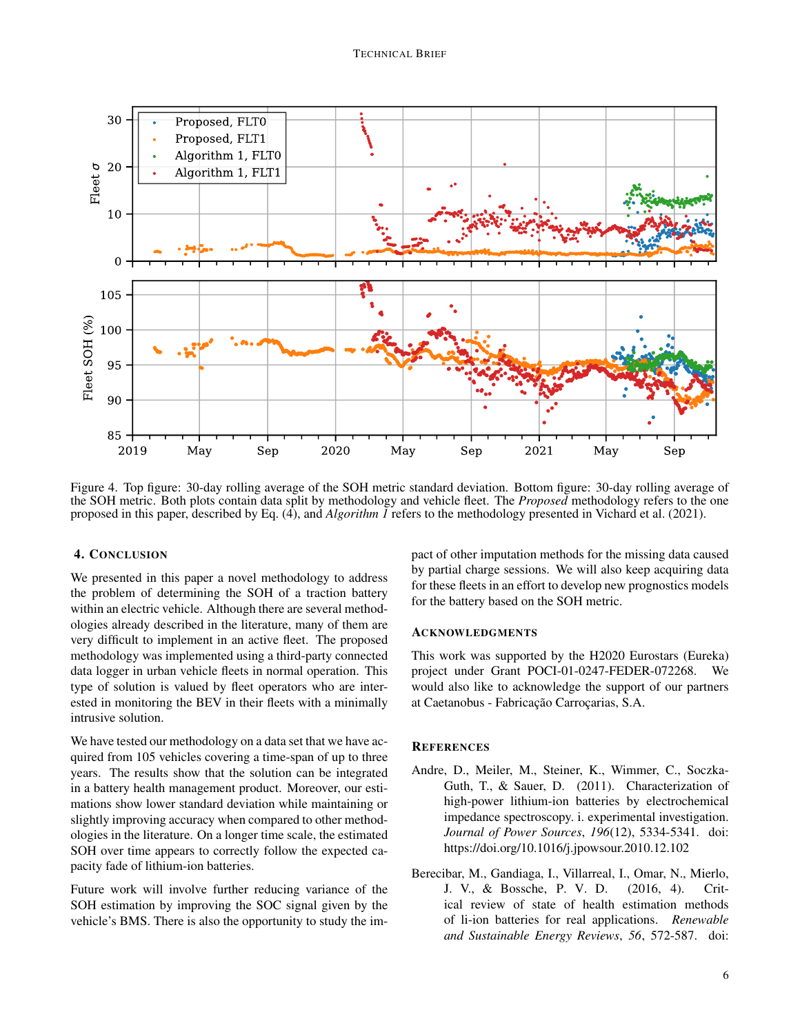Figure 4. Top figure: 30-day rolling average of the SOH metric standard deviation. Bottom figure: 30-day rolling average of the SOH metric. Both plots contain data split by methodology and vehicle fleet. The *Proposed* methodology refers to the one proposed in this paper, described by Eq. (4), and *Algorithm 1* refers to the methodology presented in Vichard et al. (2021).

## 4. Conclusion

We presented in this paper a novel methodology to address the problem of determining the SOH of a traction battery within an electric vehicle. Although there are several methodologies already described in the literature, many of them are very difficult to implement in an active fleet. The proposed methodology was implemented using a third-party connected data logger in urban vehicle fleets in normal operation. This type of solution is valued by fleet operators who are interested in monitoring the BEV in their fleets with a minimally intrusive solution.

We have tested our methodology on a data set that we have acquired from 105 vehicles covering a time-span of up to three years. The results show that the solution can be integrated in a battery health management product. Moreover, our estimations show lower standard deviation while maintaining or slightly improving accuracy when compared to other methodologies in the literature. On a longer time scale, the estimated SOH over time appears to correctly follow the expected capacity fade of lithium-ion batteries.

Future work will involve further reducing variance of the SOH estimation by improving the SOC signal given by the vehicle's BMS. There is also the opportunity to study the impact of other imputation methods for the missing data caused by partial charge sessions. We will also keep acquiring data for these fleets in an effort to develop new prognostics models for the battery based on the SOH metric.

## Acknowledgments

This work was supported by the H2020 Eurostars (Eureka) project under Grant POCI-01-0247-FEDER-072268. We would also like to acknowledge the support of our partners at Caetanobus - Fabricação Carroçarias, S.A.

## References

Andre, D., Meiler, M., Steiner, K., Wimmer, C., Soczka-Guth, T., & Sauer, D. (2011). Characterization of high-power lithium-ion batteries by electrochemical impedance spectroscopy. i. experimental investigation. *Journal of Power Sources*, *196*(12), 5334-5341. doi: https://doi.org/10.1016/j.jpowsour.2010.12.102

Berecibar, M., Gandiaga, I., Villarreal, I., Omar, N., Mierlo, J. V., & Bossche, P. V. D. (2016, 4). Critical review of state of health estimation methods of li-ion batteries for real applications. *Renewable and Sustainable Energy Reviews*, *56*, 572-587. doi: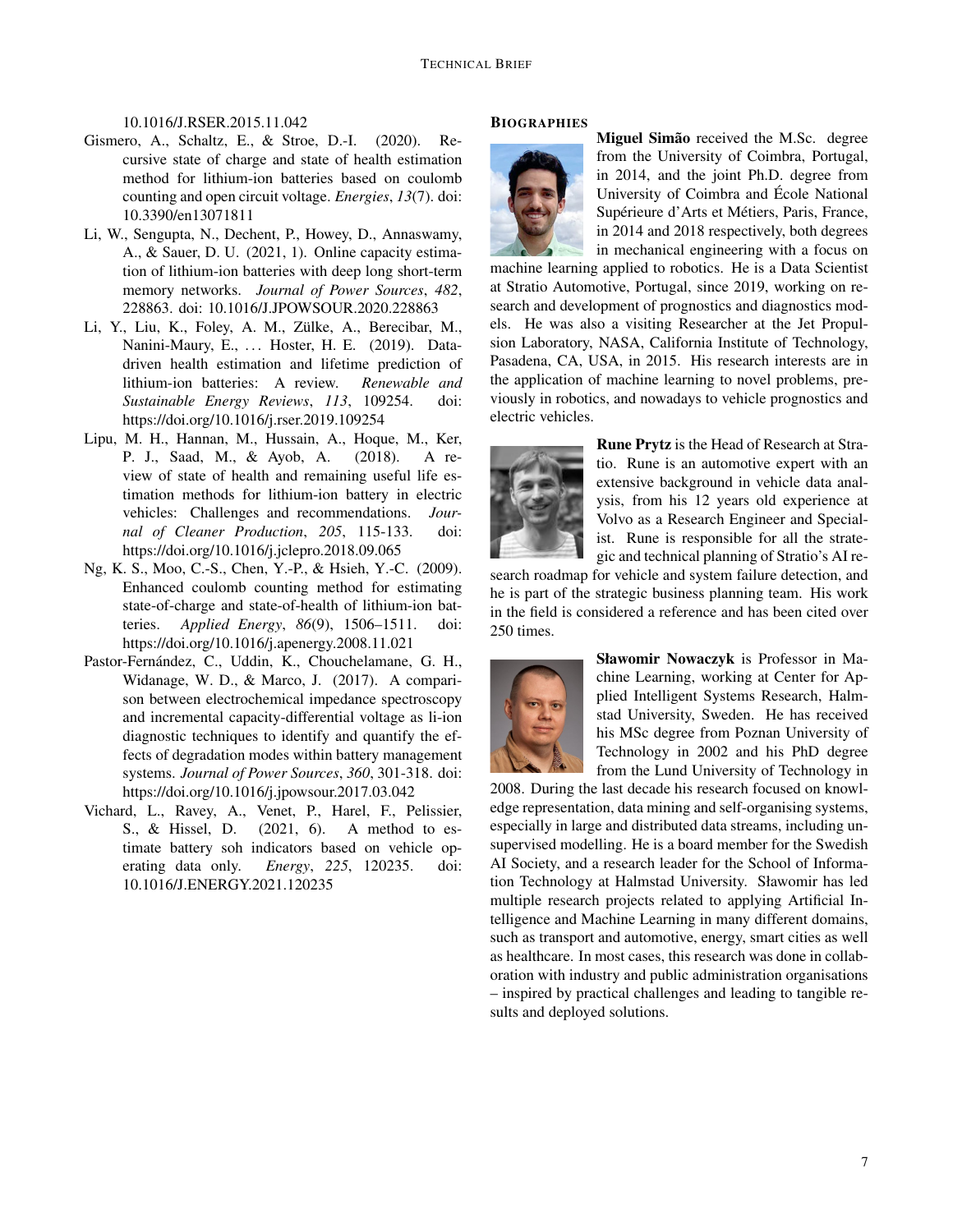10.1016/J.RSER.2015.11.042

Gismero, A., Schaltz, E., & Stroe, D.-I. (2020). Recursive state of charge and state of health estimation method for lithium-ion batteries based on coulomb counting and open circuit voltage. *Energies*, *13*(7). doi: 10.3390/en13071811

Li, W., Sengupta, N., Dechent, P., Howey, D., Annaswamy, A., & Sauer, D. U. (2021, 1). Online capacity estimation of lithium-ion batteries with deep long short-term memory networks. *Journal of Power Sources*, *482*, 228863. doi: 10.1016/J.JPOWSOUR.2020.228863

Li, Y., Liu, K., Foley, A. M., Zülke, A., Berecibar, M., Nanini-Maury, E., ... Hoster, H. E. (2019). Data-driven health estimation and lifetime prediction of lithium-ion batteries: A review. *Renewable and Sustainable Energy Reviews*, *113*, 109254. doi: https://doi.org/10.1016/j.rser.2019.109254

Lipu, M. H., Hannan, M., Hussain, A., Hoque, M., Ker, P. J., Saad, M., & Ayob, A. (2018). A review of state of health and remaining useful life estimation methods for lithium-ion battery in electric vehicles: Challenges and recommendations. *Journal of Cleaner Production*, *205*, 115-133. doi: https://doi.org/10.1016/j.jclepro.2018.09.065

Ng, K. S., Moo, C.-S., Chen, Y.-P., & Hsieh, Y.-C. (2009). Enhanced coulomb counting method for estimating state-of-charge and state-of-health of lithium-ion batteries. *Applied Energy*, *86*(9), 1506–1511. doi: https://doi.org/10.1016/j.apenergy.2008.11.021

Pastor-Fernández, C., Uddin, K., Chouchelamane, G. H., Widanage, W. D., & Marco, J. (2017). A comparison between electrochemical impedance spectroscopy and incremental capacity-differential voltage as li-ion diagnostic techniques to identify and quantify the effects of degradation modes within battery management systems. *Journal of Power Sources*, *360*, 301-318. doi: https://doi.org/10.1016/j.jpowsour.2017.03.042

Vichard, L., Ravey, A., Venet, P., Harel, F., Pelissier, S., & Hissel, D. (2021, 6). A method to estimate battery soh indicators based on vehicle operating data only. *Energy*, *225*, 120235. doi: 10.1016/J.ENERGY.2021.120235

## Biographies

**Miguel Simão** received the M.Sc. degree from the University of Coimbra, Portugal, in 2014, and the joint Ph.D. degree from University of Coimbra and École National Supérieure d'Arts et Métiers, Paris, France, in 2014 and 2018 respectively, both degrees in mechanical engineering with a focus on machine learning applied to robotics. He is a Data Scientist at Stratio Automotive, Portugal, since 2019, working on research and development of prognostics and diagnostics models. He was also a visiting Researcher at the Jet Propulsion Laboratory, NASA, California Institute of Technology, Pasadena, CA, USA, in 2015. His research interests are in the application of machine learning to novel problems, previously in robotics, and nowadays to vehicle prognostics and electric vehicles.

**Rune Prytz** is the Head of Research at Stratio. Rune is an automotive expert with an extensive background in vehicle data analysis, from his 12 years old experience at Volvo as a Research Engineer and Specialist. Rune is responsible for all the strategic and technical planning of Stratio's AI research roadmap for vehicle and system failure detection, and he is part of the strategic business planning team. His work in the field is considered a reference and has been cited over 250 times.

**Sławomir Nowaczyk** is Professor in Machine Learning, working at Center for Applied Intelligent Systems Research, Halmstad University, Sweden. He has received his MSc degree from Poznan University of Technology in 2002 and his PhD degree from the Lund University of Technology in 2008. During the last decade his research focused on knowledge representation, data mining and self-organising systems, especially in large and distributed data streams, including unsupervised modelling. He is a board member for the Swedish AI Society, and a research leader for the School of Information Technology at Halmstad University. Sławomir has led multiple research projects related to applying Artificial Intelligence and Machine Learning in many different domains, such as transport and automotive, energy, smart cities as well as healthcare. In most cases, this research was done in collaboration with industry and public administration organisations – inspired by practical challenges and leading to tangible results and deployed solutions.